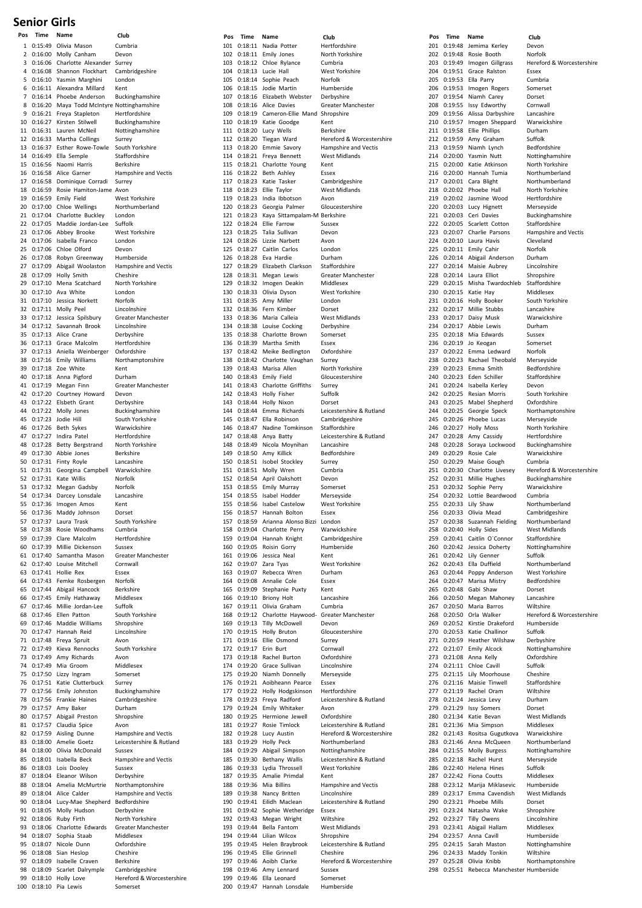# Senior Girls

| Pos | Time | Name | Club |
|---|---|---|---|
| 1 | 0:15:49 | Olivia Mason | Cumbria |
| 2 | 0:16:00 | Molly Canham | Devon |
| 3 | 0:16:06 | Charlotte Alexander | Surrey |
| 4 | 0:16:08 | Shannon Flockhart | Cambridgeshire |
| 5 | 0:16:10 | Yasmin Marghini | London |
| 6 | 0:16:11 | Alexandra Millard | Kent |
| 7 | 0:16:14 | Phoebe Anderson | Buckinghamshire |
| 8 | 0:16:20 | Maya Todd McIntyre | Nottinghamshire |
| 9 | 0:16:21 | Freya Stapleton | Hertfordshire |
| 10 | 0:16:27 | Kirsten Stilwell | Buckinghamshire |
| 11 | 0:16:31 | Lauren McNeil | Nottinghamshire |
| 12 | 0:16:33 | Martha Collings | Surrey |
| 13 | 0:16:37 | Esther Rowe-Towle | South Yorkshire |
| 14 | 0:16:49 | Ella Semple | Staffordshire |
| 15 | 0:16:56 | Naomi Harris | Berkshire |
| 16 | 0:16:58 | Alice Garner | Hampshire and Vectis |
| 17 | 0:16:58 | Dominique Corradi | Surrey |
| 18 | 0:16:59 | Rosie Hamiton-Jame | Avon |
| 19 | 0:16:59 | Emily Field | West Yorkshire |
| 20 | 0:17:00 | Chloe Wellings | Northumberland |
| 21 | 0:17:04 | Charlotte Buckley | London |
| 22 | 0:17:05 | Maddie Jordan-Lee | Suffolk |
| 23 | 0:17:06 | Abbey Brooke | West Yorkshire |
| 24 | 0:17:06 | Isabella Franco | London |
| 25 | 0:17:06 | Chloe Olford | Devon |
| 26 | 0:17:08 | Robyn Greenway | Humberside |
| 27 | 0:17:09 | Abigail Woolaston | Hampshire and Vectis |
| 28 | 0:17:09 | Holly Smith | Cheshire |
| 29 | 0:17:10 | Mena Scatchard | North Yorkshire |
| 30 | 0:17:10 | Ava White | London |
| 31 | 0:17:10 | Jessica Norkett | Norfolk |
| 32 | 0:17:11 | Molly Peel | Lincolnshire |
| 33 | 0:17:12 | Jessica Spilsbury | Greater Manchester |
| 34 | 0:17:12 | Savannah Brook | Lincolnshire |
| 35 | 0:17:13 | Alice Crane | Derbyshire |
| 36 | 0:17:13 | Grace Malcolm | Hertfordshire |
| 37 | 0:17:13 | Aniella Weinberger | Oxfordshire |
| 38 | 0:17:16 | Emily Williams | Northamptonshire |
| 39 | 0:17:18 | Zoe White | Kent |
| 40 | 0:17:18 | Anna Pigford | Durham |
| 41 | 0:17:19 | Megan Finn | Greater Manchester |
| 42 | 0:17:20 | Courtney Howard | Devon |
| 43 | 0:17:22 | Elsbeth Grant | Derbyshire |
| 44 | 0:17:22 | Molly Jones | Buckinghamshire |
| 45 | 0:17:23 | Jodie Hill | South Yorkshire |
| 46 | 0:17:26 | Beth Sykes | Warwickshire |
| 47 | 0:17:27 | Indira Patel | Hertfordshire |
| 48 | 0:17:28 | Betty Bergstrand | North Yorkshire |
| 49 | 0:17:30 | Abbie Jones | Berkshire |
| 50 | 0:17:31 | Finty Royle | Lancashire |
| 51 | 0:17:31 | Georgina Campbell | Warwickshire |
| 52 | 0:17:31 | Kate Willis | Norfolk |
| 53 | 0:17:32 | Megan Gadsby | Norfolk |
| 54 | 0:17:34 | Darcey Lonsdale | Lancashire |
| 55 | 0:17:36 | Imogen Amos | Kent |
| 56 | 0:17:36 | Maddy Johnson | Dorset |
| 57 | 0:17:37 | Laura Trask | South Yorkshire |
| 58 | 0:17:38 | Rosie Woodhams | Cumbria |
| 59 | 0:17:39 | Clare Malcolm | Hertfordshire |
| 60 | 0:17:39 | Millie Dickenson | Sussex |
| 61 | 0:17:40 | Samantha Mason | Greater Manchester |
| 62 | 0:17:40 | Louise Mitchell | Cornwall |
| 63 | 0:17:41 | Hollie Rex | Essex |
| 64 | 0:17:43 | Femke Rosbergen | Norfolk |
| 65 | 0:17:44 | Abigail Hancock | Berkshire |
| 66 | 0:17:45 | Emily Hathaway | Middlesex |
| 67 | 0:17:46 | Millie Jordan-Lee | Suffolk |
| 68 | 0:17:46 | Ellen Patton | South Yorkshire |
| 69 | 0:17:46 | Maddie Williams | Shropshire |
| 70 | 0:17:47 | Hannah Reid | Lincolnshire |
| 71 | 0:17:48 | Freya Spruit | Avon |
| 72 | 0:17:49 | Kieva Rennocks | South Yorkshire |
| 73 | 0:17:49 | Amy Richards | Avon |
| 74 | 0:17:49 | Mia Groom | Middlesex |
| 75 | 0:17:50 | Lizzy Ingram | Somerset |
| 76 | 0:17:51 | Katie Clutterbuck | Surrey |
| 77 | 0:17:56 | Emily Johnston | Buckinghamshire |
| 78 | 0:17:56 | Frankie Haines | Cambridgeshire |
| 79 | 0:17:57 | Amy Baker | Durham |
| 80 | 0:17:57 | Abigail Preston | Shropshire |
| 81 | 0:17:57 | Claudia Spice | Avon |
| 82 | 0:17:59 | Aisling Dunne | Hampshire and Vectis |
| 83 | 0:18:00 | Amelie Goetz | Leicestershire & Rutland |
| 84 | 0:18:00 | Olivia McDonald | Sussex |
| 85 | 0:18:01 | Isabella Beck | Hampshire and Vectis |
| 86 | 0:18:03 | Lois Dooley | Sussex |
| 87 | 0:18:04 | Eleanor Wilson | Derbyshire |
| 88 | 0:18:04 | Amelia McMurtrie | Northamptonshire |
| 89 | 0:18:04 | Alice Calder | Hampshire and Vectis |
| 90 | 0:18:04 | Lucy-Mae Shepherd | Bedfordshire |
| 91 | 0:18:05 | Molly Hudson | Derbyshire |
| 92 | 0:18:06 | Ruby Firth | North Yorkshire |
| 93 | 0:18:06 | Charlotte Edwards | Greater Manchester |
| 94 | 0:18:07 | Sophia Staab | Middlesex |
| 95 | 0:18:07 | Nicole Dunn | Oxfordshire |
| 96 | 0:18:08 | Sian Heslop | Cheshire |
| 97 | 0:18:09 | Isabelle Craven | Berkshire |
| 98 | 0:18:09 | Scarlet Dalrymple | Cambridgeshire |
| 99 | 0:18:10 | Holly Love | Hereford & Worcestershire |
| 100 | 0:18:10 | Pia Lewis | Somerset |
| 101 | 0:18:11 | Nadia Potter | Hertfordshire |
| 102 | 0:18:11 | Emily Jones | North Yorkshire |
| 103 | 0:18:12 | Chloe Rylance | Cumbria |
| 104 | 0:18:13 | Lucie Hall | West Yorkshire |
| 105 | 0:18:14 | Sophie Peach | Norfolk |
| 106 | 0:18:15 | Jodie Martin | Humberside |
| 107 | 0:18:16 | Elizabeth Webster | Derbyshire |
| 108 | 0:18:16 | Alice Davies | Greater Manchester |
| 109 | 0:18:19 | Cameron-Ellie Mand | Shropshire |
| 110 | 0:18:19 | Katie Goodge | Kent |
| 111 | 0:18:20 | Lucy Wells | Berkshire |
| 112 | 0:18:20 | Tiegan Ward | Hereford & Worcestershire |
| 113 | 0:18:20 | Emmie Savory | Hampshire and Vectis |
| 114 | 0:18:21 | Freya Bennett | West Midlands |
| 115 | 0:18:21 | Charlotte Young | Kent |
| 116 | 0:18:22 | Beth Ashley | Essex |
| 117 | 0:18:23 | Katie Tasker | Cambridgeshire |
| 118 | 0:18:23 | Ellie Taylor | West Midlands |
| 119 | 0:18:23 | India Ibbotson | Avon |
| 120 | 0:18:23 | Georgia Palmer | Gloucestershire |
| 121 | 0:18:23 | Kaya Sittampalam-M | Berkshire |
| 122 | 0:18:24 | Ellie Farrow | Sussex |
| 123 | 0:18:25 | Talia Sullivan | Devon |
| 124 | 0:18:26 | Lizzie Narbett | Avon |
| 125 | 0:18:27 | Caitlin Carlos | London |
| 126 | 0:18:28 | Eva Hardie | Durham |
| 127 | 0:18:29 | Elizabeth Clarkson | Staffordshire |
| 128 | 0:18:31 | Megan Lewis | Greater Manchester |
| 129 | 0:18:32 | Imogen Deakin | Middlesex |
| 130 | 0:18:33 | Olivia Dyson | West Yorkshire |
| 131 | 0:18:35 | Amy Miller | London |
| 132 | 0:18:36 | Fern Kimber | Dorset |
| 133 | 0:18:36 | Maria Calleia | West Midlands |
| 134 | 0:18:38 | Louise Cocking | Derbyshire |
| 135 | 0:18:38 | Charlotte Brown | Somerset |
| 136 | 0:18:39 | Martha Smith | Essex |
| 137 | 0:18:42 | Meike Bedlington | Oxfordshire |
| 138 | 0:18:42 | Charlotte Vaughan | Surrey |
| 139 | 0:18:43 | Marisa Allen | North Yorkshire |
| 140 | 0:18:43 | Emily Field | Gloucestershire |
| 141 | 0:18:43 | Charlotte Griffiths | Surrey |
| 142 | 0:18:43 | Holly Fisher | Suffolk |
| 143 | 0:18:44 | Holly Nixon | Dorset |
| 144 | 0:18:44 | Emma Richards | Leicestershire & Rutland |
| 145 | 0:18:47 | Ella Robinson | Cambridgeshire |
| 146 | 0:18:47 | Nadine Tomkinson | Staffordshire |
| 147 | 0:18:48 | Anya Batty | Leicestershire & Rutland |
| 148 | 0:18:49 | Nicola Moynihan | Lancashire |
| 149 | 0:18:50 | Amy Killick | Bedfordshire |
| 150 | 0:18:51 | Isobel Stockley | Surrey |
| 151 | 0:18:51 | Molly Wren | Cumbria |
| 152 | 0:18:54 | April Oakshott | Devon |
| 153 | 0:18:55 | Emily Murray | Somerset |
| 154 | 0:18:55 | Isabel Hodder | Merseyside |
| 155 | 0:18:56 | Isabel Castelow | West Yorkshire |
| 156 | 0:18:57 | Hannah Bolton | Essex |
| 157 | 0:18:59 | Arianna Alonso Bizzi | London |
| 158 | 0:19:04 | Charlotte Perry | Warwickshire |
| 159 | 0:19:04 | Hannah Knight | Cambridgeshire |
| 160 | 0:19:05 | Roisin Gorry | Humberside |
| 161 | 0:19:06 | Jessica Neal | Kent |
| 162 | 0:19:07 | Zara Tyas | West Yorkshire |
| 163 | 0:19:07 | Rebecca Wren | Durham |
| 164 | 0:19:08 | Annalie Cole | Essex |
| 165 | 0:19:09 | Stephanie Puxty | Kent |
| 166 | 0:19:10 | Briony Holt | Lancashire |
| 167 | 0:19:11 | Olivia Graham | Cumbria |
| 168 | 0:19:12 | Charlotte Haywood- | Greater Manchester |
| 169 | 0:19:13 | Tilly McDowell | Devon |
| 170 | 0:19:15 | Holly Bruton | Gloucestershire |
| 171 | 0:19:16 | Ellie Osmond | Surrey |
| 172 | 0:19:17 | Erin Burt | Cornwall |
| 173 | 0:19:18 | Rachel Burton | Oxfordshire |
| 174 | 0:19:20 | Grace Sullivan | Lincolnshire |
| 175 | 0:19:20 | Niamh Donnelly | Merseyside |
| 176 | 0:19:21 | Aoibheann Pearce | Essex |
| 177 | 0:19:22 | Holly Hodgskinson | Hertfordshire |
| 178 | 0:19:23 | Freya Radford | Leicestershire & Rutland |
| 179 | 0:19:24 | Emily Whitaker | Avon |
| 180 | 0:19:25 | Hermione Jewell | Oxfordshire |
| 181 | 0:19:27 | Rosie Timlock | Leicestershire & Rutland |
| 182 | 0:19:28 | Lucy Austin | Hereford & Worcestershire |
| 183 | 0:19:29 | Holly Peck | Northumberland |
| 184 | 0:19:29 | Abigail Simpson | Nottinghamshire |
| 185 | 0:19:30 | Bethany Wallis | Leicestershire & Rutland |
| 186 | 0:19:33 | Lydia Throssell | West Yorkshire |
| 187 | 0:19:35 | Amalie Primdal | Kent |
| 188 | 0:19:36 | Mia Billins | Hampshire and Vectis |
| 189 | 0:19:38 | Nancy Britten | Lincolnshire |
| 190 | 0:19:41 | Eilidh Maclean | Leicestershire & Rutland |
| 191 | 0:19:42 | Sophie Wetheridge | Essex |
| 192 | 0:19:43 | Megan Wright | Wiltshire |
| 193 | 0:19:44 | Bella Fantom | West Midlands |
| 194 | 0:19:44 | Lilian Wilcox | Shropshire |
| 195 | 0:19:45 | Helen Braybrook | Leicestershire & Rutland |
| 196 | 0:19:45 | Ellie Grinnell | Cheshire |
| 197 | 0:19:46 | Aoibh Clarke | Hereford & Worcestershire |
| 198 | 0:19:46 | Amy Lennard | Sussex |
| 199 | 0:19:46 | Ella Leonard | Somerset |
| 200 | 0:19:47 | Hannah Lonsdale | Humberside |
| 201 | 0:19:48 | Jemima Kerley | Devon |
| 202 | 0:19:48 | Rosie Booth | Norfolk |
| 203 | 0:19:49 | Imogen Gillgrass | Hereford & Worcestershire |
| 204 | 0:19:51 | Grace Ralston | Essex |
| 205 | 0:19:53 | Ella Parry | Cumbria |
| 206 | 0:19:53 | Imogen Rogers | Somerset |
| 207 | 0:19:54 | Niamh Carey | Dorset |
| 208 | 0:19:55 | Issy Edworthy | Cornwall |
| 209 | 0:19:56 | Alissa Darbyshire | Lancashire |
| 210 | 0:19:57 | Imogen Sheppard | Warwickshire |
| 211 | 0:19:58 | Ellie Phillips | Durham |
| 212 | 0:19:59 | Amy Graham | Suffolk |
| 213 | 0:19:59 | Niamh Lynch | Bedfordshire |
| 214 | 0:20:00 | Yasmin Nutt | Nottinghamshire |
| 215 | 0:20:00 | Katie Atkinson | North Yorkshire |
| 216 | 0:20:00 | Hannah Tumia | Northumberland |
| 217 | 0:20:01 | Cara Blight | Northumberland |
| 218 | 0:20:02 | Phoebe Hall | North Yorkshire |
| 219 | 0:20:02 | Jasmine Wood | Hertfordshire |
| 220 | 0:20:03 | Lucy Hignett | Merseyside |
| 221 | 0:20:03 | Ceri Davies | Buckinghamshire |
| 222 | 0:20:05 | Scarlett Cotton | Staffordshire |
| 223 | 0:20:07 | Charlie Parsons | Hampshire and Vectis |
| 224 | 0:20:10 | Laura Havis | Cleveland |
| 225 | 0:20:11 | Emily Cahir | Norfolk |
| 226 | 0:20:14 | Abigail Anderson | Durham |
| 227 | 0:20:14 | Maisie Aubrey | Lincolnshire |
| 228 | 0:20:14 | Laura Elliot | Shropshire |
| 229 | 0:20:15 | Misha Twardochleb | Staffordshire |
| 230 | 0:20:15 | Katie Hay | Middlesex |
| 231 | 0:20:16 | Holly Booker | South Yorkshire |
| 232 | 0:20:17 | Millie Stubbs | Lancashire |
| 233 | 0:20:17 | Daisy Musk | Warwickshire |
| 234 | 0:20:17 | Abbie Lewis | Durham |
| 235 | 0:20:18 | Mia Edwards | Sussex |
| 236 | 0:20:19 | Jo Keogan | Somerset |
| 237 | 0:20:22 | Emma Ledward | Norfolk |
| 238 | 0:20:23 | Rachael Theobald | Merseyside |
| 239 | 0:20:23 | Emma Smith | Bedfordshire |
| 240 | 0:20:23 | Eden Schiller | Staffordshire |
| 241 | 0:20:24 | Isabella Kerley | Devon |
| 242 | 0:20:25 | Resian Morris | South Yorkshire |
| 243 | 0:20:25 | Mabel Shepherd | Oxfordshire |
| 244 | 0:20:25 | Georgie Speck | Northamptonshire |
| 245 | 0:20:26 | Phoebe Lucas | Merseyside |
| 246 | 0:20:27 | Holly Moss | North Yorkshire |
| 247 | 0:20:28 | Amy Cassidy | Hertfordshire |
| 248 | 0:20:28 | Soraya Lockwood | Buckinghamshire |
| 249 | 0:20:29 | Rosie Cale | Warwickshire |
| 250 | 0:20:29 | Maise Gough | Cumbria |
| 251 | 0:20:30 | Charlotte Livesey | Hereford & Worcestershire |
| 252 | 0:20:31 | Millie Hughes | Buckinghamshire |
| 253 | 0:20:32 | Sophie Perry | Warwickshire |
| 254 | 0:20:32 | Lottie Beardwood | Cumbria |
| 255 | 0:20:33 | Lily Shaw | Northumberland |
| 256 | 0:20:33 | Olivia Mead | Cambridgeshire |
| 257 | 0:20:38 | Suzannah Fielding | Northumberland |
| 258 | 0:20:40 | Holly Sides | West Midlands |
| 259 | 0:20:41 | Caitlin O`Connor | Staffordshire |
| 260 | 0:20:42 | Jessica Doherty | Nottinghamshire |
| 261 | 0:20:42 | Lily Genner | Suffolk |
| 262 | 0:20:43 | Ella Duffield | Northumberland |
| 263 | 0:20:44 | Poppy Anderson | West Yorkshire |
| 264 | 0:20:47 | Marisa Mistry | Bedfordshire |
| 265 | 0:20:48 | Gabi Shaw | Dorset |
| 266 | 0:20:50 | Megan Mahoney | Lancashire |
| 267 | 0:20:50 | Maria Barros | Wiltshire |
| 268 | 0:20:50 | Orla Walker | Hereford & Worcestershire |
| 269 | 0:20:52 | Kirstie Drakeford | Humberside |
| 270 | 0:20:53 | Katie Challinor | Suffolk |
| 271 | 0:20:59 | Heather Wilshaw | Derbyshire |
| 272 | 0:21:07 | Emily Alcock | Nottinghamshire |
| 273 | 0:21:08 | Anna Kelly | Oxfordshire |
| 274 | 0:21:11 | Chloe Cavill | Suffolk |
| 275 | 0:21:15 | Lily Moorhouse | Cheshire |
| 276 | 0:21:16 | Maisie Tinwell | Staffordshire |
| 277 | 0:21:19 | Rachel Oram | Wiltshire |
| 278 | 0:21:24 | Jessica Levy | Durham |
| 279 | 0:21:29 | Issy Somers | Dorset |
| 280 | 0:21:34 | Katie Bevan | West Midlands |
| 281 | 0:21:36 | Mia Simpson | Middlesex |
| 282 | 0:21:43 | Rositsa Gugutkova | Warwickshire |
| 283 | 0:21:46 | Anna McQueen | Northumberland |
| 284 | 0:21:55 | Molly Burgess | Nottinghamshire |
| 285 | 0:22:18 | Rachel Hurst | Merseyside |
| 286 | 0:22:40 | Helena Hines | Suffolk |
| 287 | 0:22:42 | Fiona Coutts | Middlesex |
| 288 | 0:23:12 | Marija Miklasevic | Humberside |
| 289 | 0:23:17 | Emma Cavendish | West Midlands |
| 290 | 0:23:21 | Phoebe Mills | Dorset |
| 291 | 0:23:24 | Natasha Wake | Shropshire |
| 292 | 0:23:27 | Tilly Owens | Lincolnshire |
| 293 | 0:23:41 | Abigail Hallam | Middlesex |
| 294 | 0:23:57 | Anna Cavill | Humberside |
| 295 | 0:24:15 | Sarah Maston | Nottinghamshire |
| 296 | 0:24:33 | Maddy Tonkin | Wiltshire |
| 297 | 0:25:28 | Olivia Knibb | Northamptonshire |
| 298 | 0:25:51 | Rebecca Manchester | Humberside |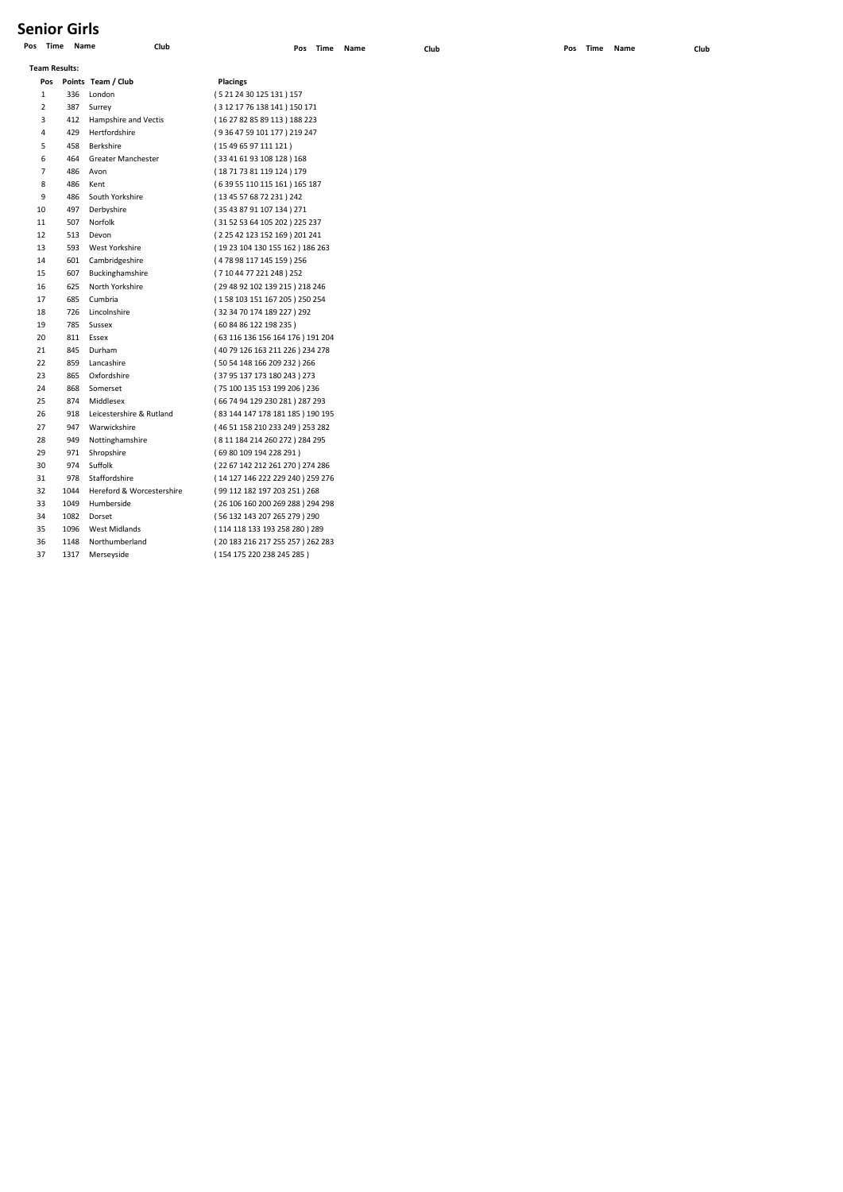# Senior Girls

| Pos | Time | Name | Club | Pos | Time | Name | Club | Pos | Time | Name | Club |
|---|---|---|---|---|---|---|---|---|---|---|---|

**Team Results:**

| Pos | Points | Team / Club | Placings |
|---|---|---|---|
| 1 | 336 | London | ( 5 21 24 30 125 131 ) 157 |
| 2 | 387 | Surrey | ( 3 12 17 76 138 141 ) 150 171 |
| 3 | 412 | Hampshire and Vectis | ( 16 27 82 85 89 113 ) 188 223 |
| 4 | 429 | Hertfordshire | ( 9 36 47 59 101 177 ) 219 247 |
| 5 | 458 | Berkshire | ( 15 49 65 97 111 121 ) |
| 6 | 464 | Greater Manchester | ( 33 41 61 93 108 128 ) 168 |
| 7 | 486 | Avon | ( 18 71 73 81 119 124 ) 179 |
| 8 | 486 | Kent | ( 6 39 55 110 115 161 ) 165 187 |
| 9 | 486 | South Yorkshire | ( 13 45 57 68 72 231 ) 242 |
| 10 | 497 | Derbyshire | ( 35 43 87 91 107 134 ) 271 |
| 11 | 507 | Norfolk | ( 31 52 53 64 105 202 ) 225 237 |
| 12 | 513 | Devon | ( 2 25 42 123 152 169 ) 201 241 |
| 13 | 593 | West Yorkshire | ( 19 23 104 130 155 162 ) 186 263 |
| 14 | 601 | Cambridgeshire | ( 4 78 98 117 145 159 ) 256 |
| 15 | 607 | Buckinghamshire | ( 7 10 44 77 221 248 ) 252 |
| 16 | 625 | North Yorkshire | ( 29 48 92 102 139 215 ) 218 246 |
| 17 | 685 | Cumbria | ( 1 58 103 151 167 205 ) 250 254 |
| 18 | 726 | Lincolnshire | ( 32 34 70 174 189 227 ) 292 |
| 19 | 785 | Sussex | ( 60 84 86 122 198 235 ) |
| 20 | 811 | Essex | ( 63 116 136 156 164 176 ) 191 204 |
| 21 | 845 | Durham | ( 40 79 126 163 211 226 ) 234 278 |
| 22 | 859 | Lancashire | ( 50 54 148 166 209 232 ) 266 |
| 23 | 865 | Oxfordshire | ( 37 95 137 173 180 243 ) 273 |
| 24 | 868 | Somerset | ( 75 100 135 153 199 206 ) 236 |
| 25 | 874 | Middlesex | ( 66 74 94 129 230 281 ) 287 293 |
| 26 | 918 | Leicestershire & Rutland | ( 83 144 147 178 181 185 ) 190 195 |
| 27 | 947 | Warwickshire | ( 46 51 158 210 233 249 ) 253 282 |
| 28 | 949 | Nottinghamshire | ( 8 11 184 214 260 272 ) 284 295 |
| 29 | 971 | Shropshire | ( 69 80 109 194 228 291 ) |
| 30 | 974 | Suffolk | ( 22 67 142 212 261 270 ) 274 286 |
| 31 | 978 | Staffordshire | ( 14 127 146 222 229 240 ) 259 276 |
| 32 | 1044 | Hereford & Worcestershire | ( 99 112 182 197 203 251 ) 268 |
| 33 | 1049 | Humberside | ( 26 106 160 200 269 288 ) 294 298 |
| 34 | 1082 | Dorset | ( 56 132 143 207 265 279 ) 290 |
| 35 | 1096 | West Midlands | ( 114 118 133 193 258 280 ) 289 |
| 36 | 1148 | Northumberland | ( 20 183 216 217 255 257 ) 262 283 |
| 37 | 1317 | Merseyside | ( 154 175 220 238 245 285 ) |